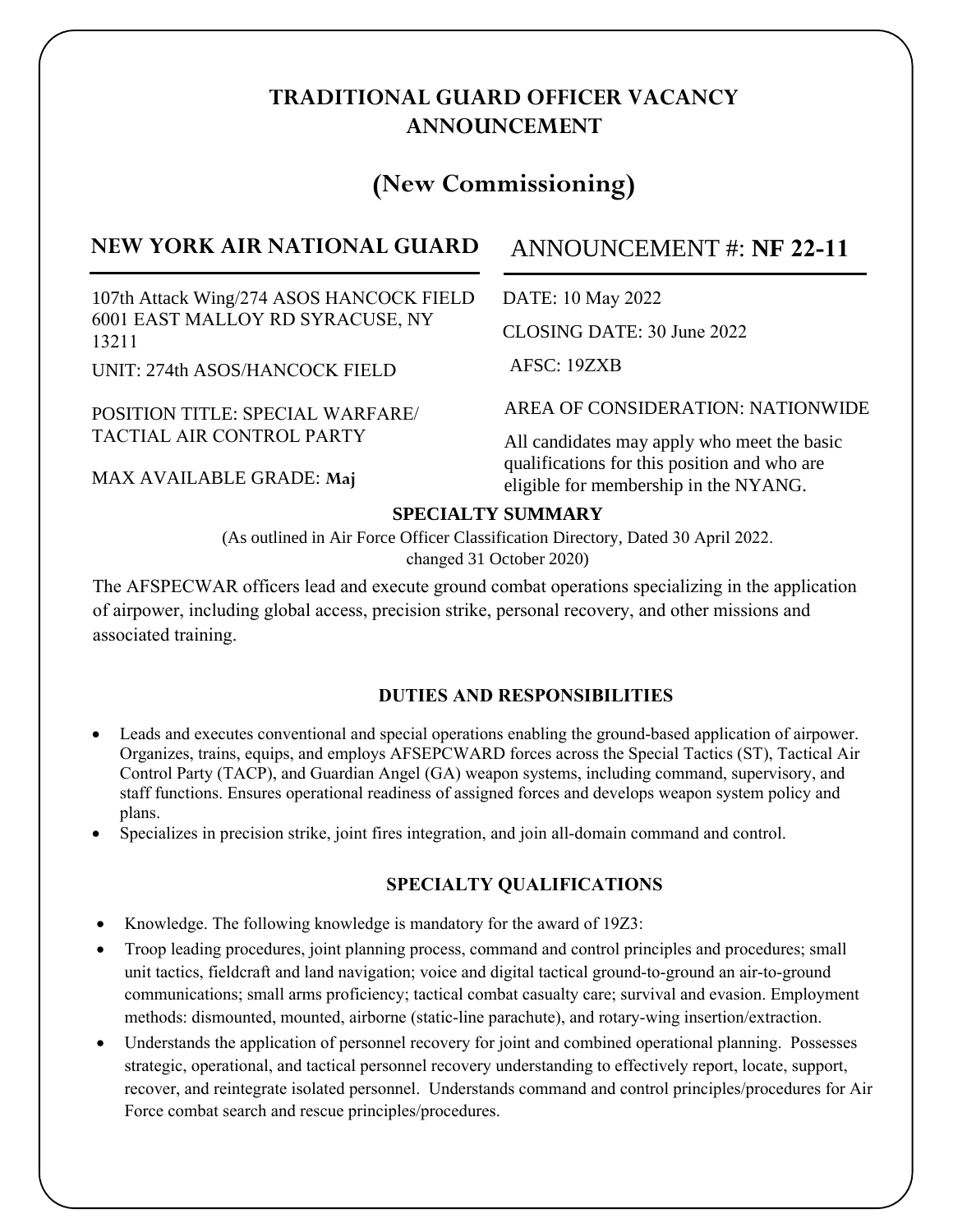# TRADITIONAL GUARD OFFICER VACANCY ANNOUNCEMENT

## (New Commissioning)

**NEW YORK AIR NATIONAL GUARD**

107th Attack Wing/274 ASOS HANCOCK FIELD 6001 EAST MALLOY RD SYRACUSE, NY 13211

UNIT: 274th ASOS/HANCOCK FIELD

POSITION TITLE: SPECIAL WARFARE/ TACTIAL AIR CONTROL PARTY

MAX AVAILABLE GRADE: **Maj**

ANNOUNCEMENT #: **NF 22-11**

DATE: 10 May 2022

CLOSING DATE: 30 June 2022

AFSC: 19ZXB

AREA OF CONSIDERATION: NATIONWIDE

All candidates may apply who meet the basic qualifications for this position and who are eligible for membership in the NYANG.

### SPECIALTY SUMMARY

(As outlined in Air Force Officer Classification Directory, Dated 30 April 2022. changed 31 October 2020)

The AFSPECWAR officers lead and execute ground combat operations specializing in the application of airpower, including global access, precision strike, personal recovery, and other missions and associated training.

### DUTIES AND RESPONSIBILITIES

- Leads and executes conventional and special operations enabling the ground-based application of airpower. Organizes, trains, equips, and employs AFSEPCWARD forces across the Special Tactics (ST), Tactical Air Control Party (TACP), and Guardian Angel (GA) weapon systems, including command, supervisory, and staff functions. Ensures operational readiness of assigned forces and develops weapon system policy and plans.
- Specializes in precision strike, joint fires integration, and join all-domain command and control.

### SPECIALTY QUALIFICATIONS

- Knowledge. The following knowledge is mandatory for the award of 19Z3:
- Troop leading procedures, joint planning process, command and control principles and procedures; small unit tactics, fieldcraft and land navigation; voice and digital tactical ground-to-ground an air-to-ground communications; small arms proficiency; tactical combat casualty care; survival and evasion. Employment methods: dismounted, mounted, airborne (static-line parachute), and rotary-wing insertion/extraction.
- Understands the application of personnel recovery for joint and combined operational planning. Possesses strategic, operational, and tactical personnel recovery understanding to effectively report, locate, support, recover, and reintegrate isolated personnel. Understands command and control principles/procedures for Air Force combat search and rescue principles/procedures.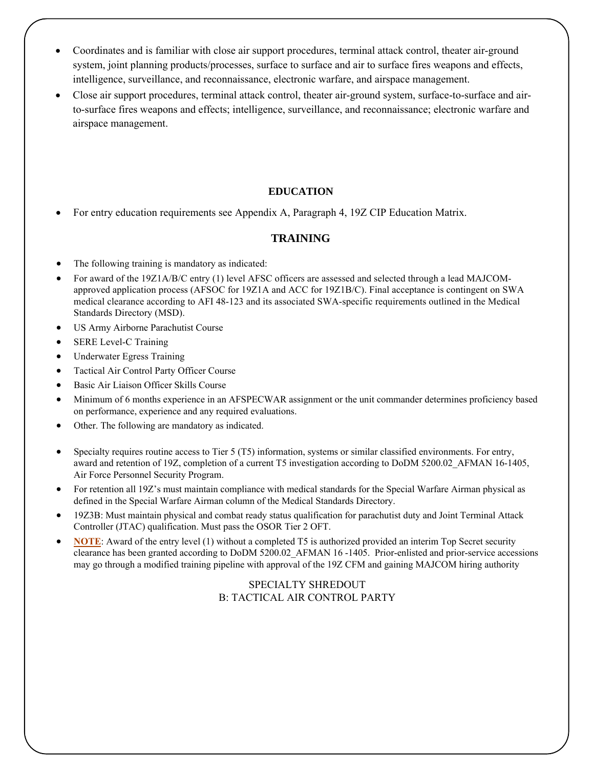- Coordinates and is familiar with close air support procedures, terminal attack control, theater air-ground system, joint planning products/processes, surface to surface and air to surface fires weapons and effects, intelligence, surveillance, and reconnaissance, electronic warfare, and airspace management.
- Close air support procedures, terminal attack control, theater air-ground system, surface-to-surface and air-to-surface fires weapons and effects; intelligence, surveillance, and reconnaissance; electronic warfare and airspace management.

### EDUCATION

- For entry education requirements see Appendix A, Paragraph 4, 19Z CIP Education Matrix.

## TRAINING

- The following training is mandatory as indicated:
- For award of the 19Z1A/B/C entry (1) level AFSC officers are assessed and selected through a lead MAJCOM-approved application process (AFSOC for 19Z1A and ACC for 19Z1B/C). Final acceptance is contingent on SWA medical clearance according to AFI 48-123 and its associated SWA-specific requirements outlined in the Medical Standards Directory (MSD).
- US Army Airborne Parachutist Course
- SERE Level-C Training
- Underwater Egress Training
- Tactical Air Control Party Officer Course
- Basic Air Liaison Officer Skills Course
- Minimum of 6 months experience in an AFSPECWAR assignment or the unit commander determines proficiency based on performance, experience and any required evaluations.
- Other. The following are mandatory as indicated.
- Specialty requires routine access to Tier 5 (T5) information, systems or similar classified environments. For entry, award and retention of 19Z, completion of a current T5 investigation according to DoDM 5200.02_AFMAN 16-1405, Air Force Personnel Security Program.
- For retention all 19Z's must maintain compliance with medical standards for the Special Warfare Airman physical as defined in the Special Warfare Airman column of the Medical Standards Directory.
- 19Z3B: Must maintain physical and combat ready status qualification for parachutist duty and Joint Terminal Attack Controller (JTAC) qualification. Must pass the OSOR Tier 2 OFT.
- **NOTE**: Award of the entry level (1) without a completed T5 is authorized provided an interim Top Secret security clearance has been granted according to DoDM 5200.02_AFMAN 16 -1405. Prior-enlisted and prior-service accessions may go through a modified training pipeline with approval of the 19Z CFM and gaining MAJCOM hiring authority

SPECIALTY SHREDOUT
B: TACTICAL AIR CONTROL PARTY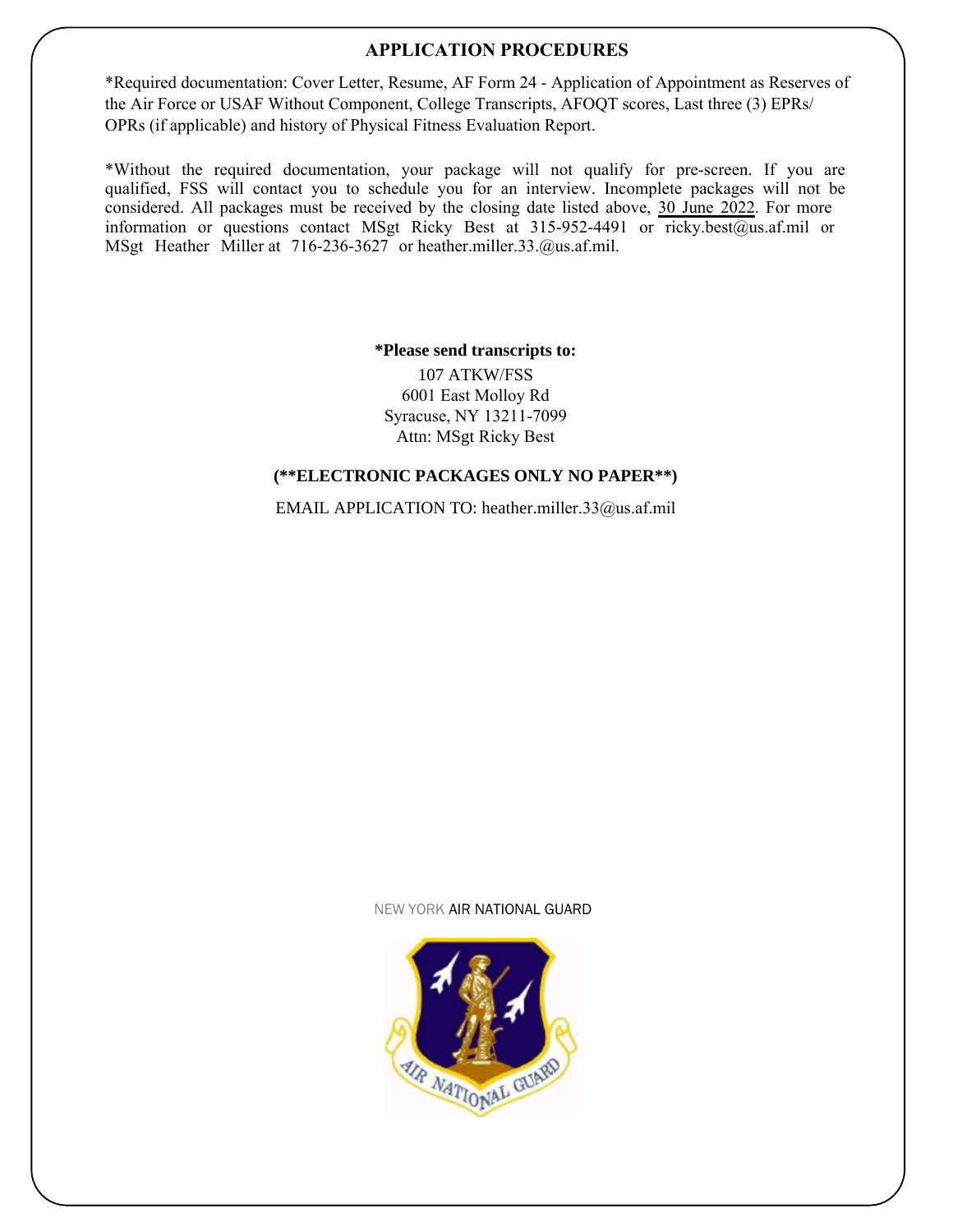## APPLICATION PROCEDURES

*Required documentation: Cover Letter, Resume, AF Form 24 - Application of Appointment as Reserves of the Air Force or USAF Without Component, College Transcripts, AFOQT scores, Last three (3) EPRs/ OPRs (if applicable) and history of Physical Fitness Evaluation Report.

*Without the required documentation, your package will not qualify for pre-screen. If you are qualified, FSS will contact you to schedule you for an interview. Incomplete packages will not be considered. All packages must be received by the closing date listed above, 30 June 2022. For more information or questions contact MSgt Ricky Best at 315-952-4491 or ricky.best@us.af.mil or MSgt Heather Miller at 716-236-3627 or heather.miller.33.@us.af.mil.

**\*Please send transcripts to:**

107 ATKW/FSS
6001 East Molloy Rd
Syracuse, NY 13211-7099
Attn: MSgt Ricky Best

**(**ELECTRONIC PACKAGES ONLY NO PAPER**)**

EMAIL APPLICATION TO: heather.miller.33@us.af.mil

NEW YORK AIR NATIONAL GUARD